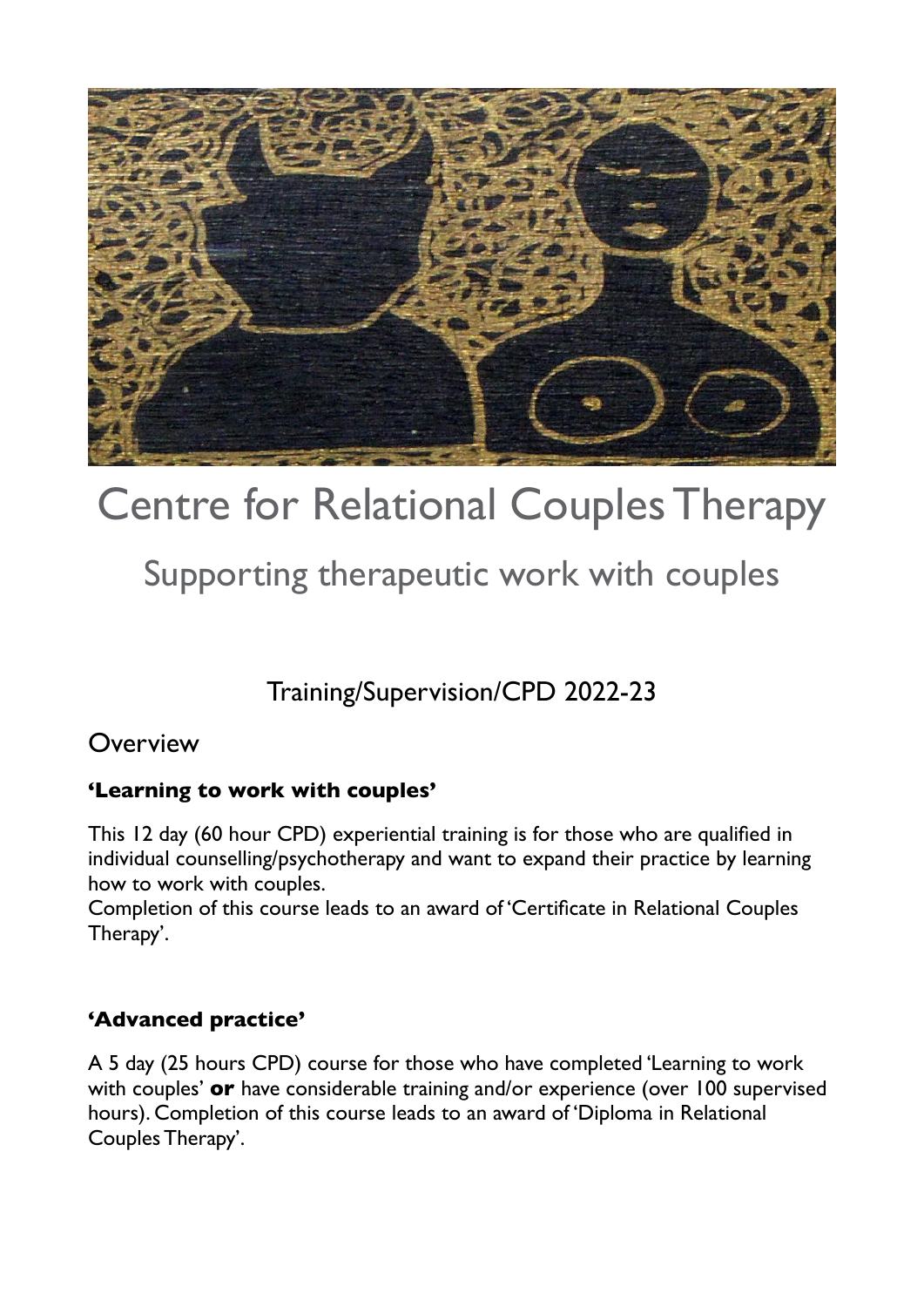# Centre for Relational Couples Therapy

## Supporting therapeutic work with couples

Training/Supervision/CPD 2022-23

## Overview

**'Learning to work with couples'**

This 12 day (60 hour CPD) experiential training is for those who are qualified in individual counselling/psychotherapy and want to expand their practice by learning how to work with couples.
Completion of this course leads to an award of 'Certificate in Relational Couples Therapy'.

**'Advanced practice'**

A 5 day (25 hours CPD) course for those who have completed 'Learning to work with couples' **or** have considerable training and/or experience (over 100 supervised hours). Completion of this course leads to an award of 'Diploma in Relational Couples Therapy'.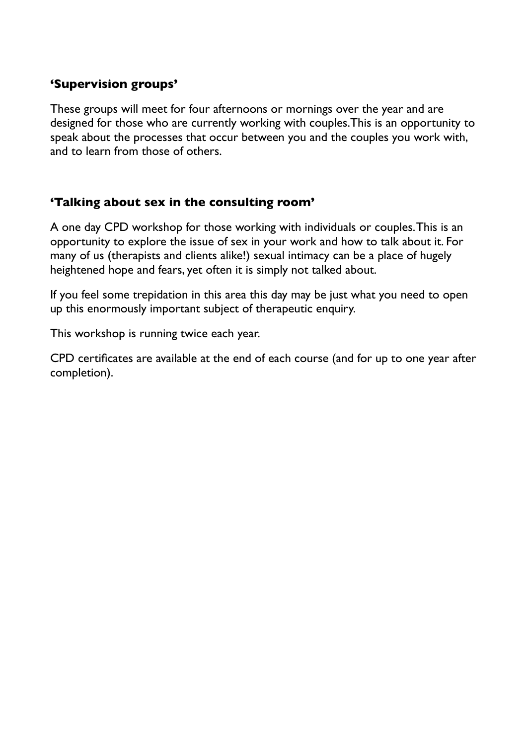### **'Supervision groups'**

These groups will meet for four afternoons or mornings over the year and are designed for those who are currently working with couples. This is an opportunity to speak about the processes that occur between you and the couples you work with, and to learn from those of others.

### **'Talking about sex in the consulting room'**

A one day CPD workshop for those working with individuals or couples. This is an opportunity to explore the issue of sex in your work and how to talk about it. For many of us (therapists and clients alike!) sexual intimacy can be a place of hugely heightened hope and fears, yet often it is simply not talked about.

If you feel some trepidation in this area this day may be just what you need to open up this enormously important subject of therapeutic enquiry.

This workshop is running twice each year.

CPD certificates are available at the end of each course (and for up to one year after completion).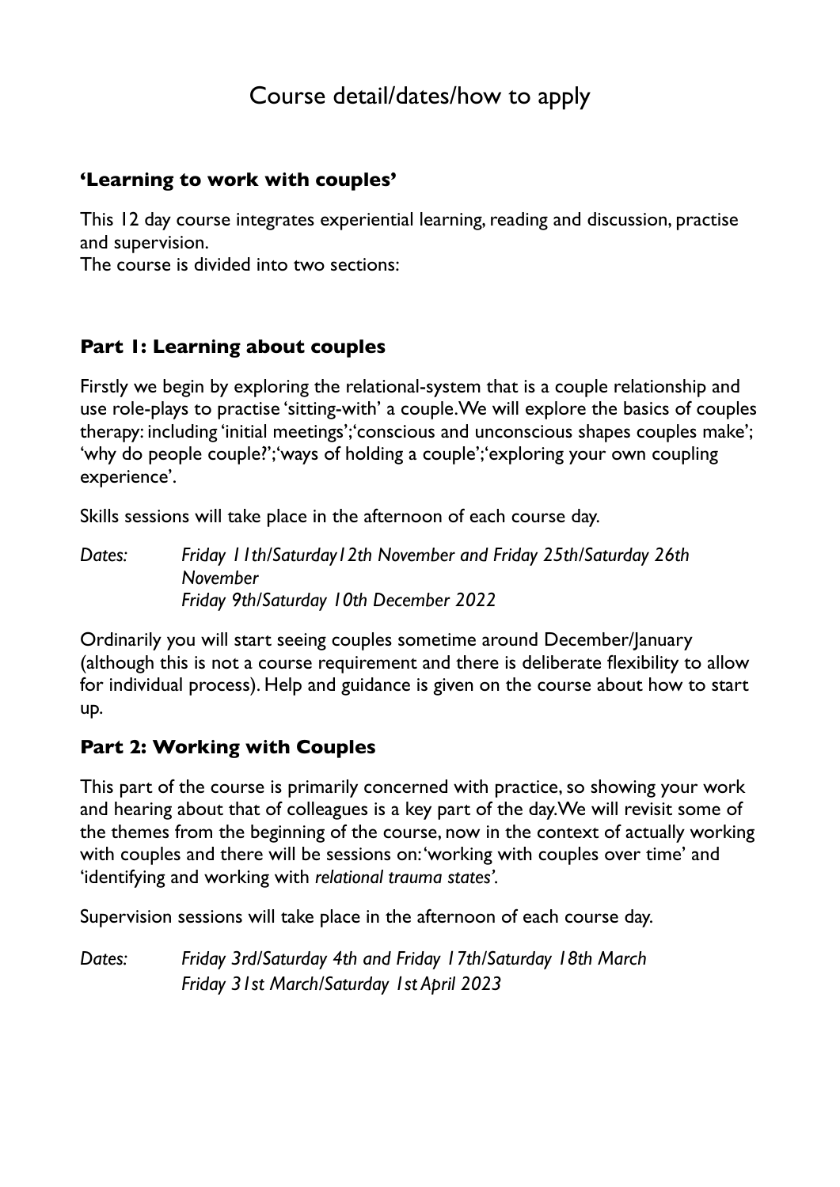# Course detail/dates/how to apply

## **'Learning to work with couples'**

This 12 day course integrates experiential learning, reading and discussion, practise and supervision.
The course is divided into two sections:

### **Part 1: Learning about couples**

Firstly we begin by exploring the relational-system that is a couple relationship and use role-plays to practise 'sitting-with' a couple. We will explore the basics of couples therapy: including 'initial meetings'; 'conscious and unconscious shapes couples make'; 'why do people couple?'; 'ways of holding a couple'; 'exploring your own coupling experience'.

Skills sessions will take place in the afternoon of each course day.

*Dates: Friday 11th/Saturday12th November and Friday 25th/Saturday 26th November*
*Friday 9th/Saturday 10th December 2022*

Ordinarily you will start seeing couples sometime around December/January (although this is not a course requirement and there is deliberate flexibility to allow for individual process). Help and guidance is given on the course about how to start up.

### **Part 2: Working with Couples**

This part of the course is primarily concerned with practice, so showing your work and hearing about that of colleagues is a key part of the day. We will revisit some of the themes from the beginning of the course, now in the context of actually working with couples and there will be sessions on: 'working with couples over time' and 'identifying and working with *relational trauma states'.*

Supervision sessions will take place in the afternoon of each course day.

*Dates: Friday 3rd/Saturday 4th and Friday 17th/Saturday 18th March*
*Friday 31st March/Saturday 1st April 2023*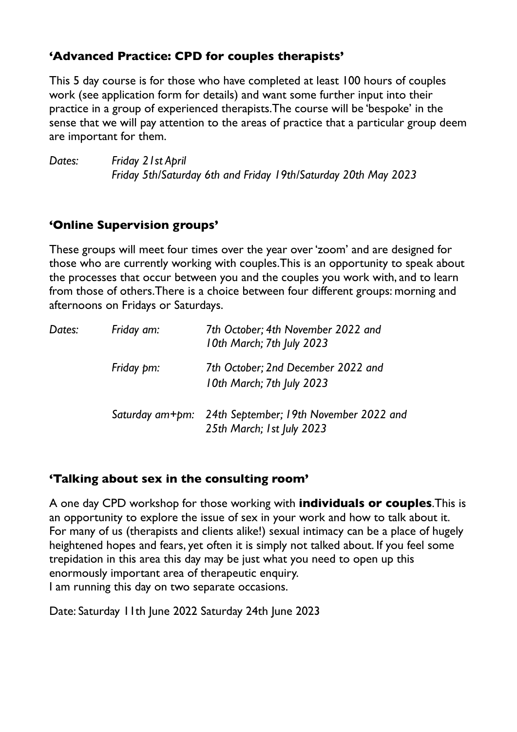### **‘Advanced Practice: CPD for couples therapists’**

This 5 day course is for those who have completed at least 100 hours of couples work (see application form for details) and want some further input into their practice in a group of experienced therapists. The course will be ‘bespoke’ in the sense that we will pay attention to the areas of practice that a particular group deem are important for them.

*Dates:* *Friday 21st April*
*Friday 5th/Saturday 6th and Friday 19th/Saturday 20th May 2023*

### **‘Online Supervision groups’**

These groups will meet four times over the year over ‘zoom’ and are designed for those who are currently working with couples. This is an opportunity to speak about the processes that occur between you and the couples you work with, and to learn from those of others. There is a choice between four different groups: morning and afternoons on Fridays or Saturdays.

*Dates:*

*Friday am:* *7th October; 4th November 2022 and 10th March; 7th July 2023*

*Friday pm:* *7th October; 2nd December 2022 and 10th March; 7th July 2023*

*Saturday am+pm:* *24th September; 19th November 2022 and 25th March; 1st July 2023*

### **‘Talking about sex in the consulting room’**

A one day CPD workshop for those working with **individuals or couples**. This is an opportunity to explore the issue of sex in your work and how to talk about it. For many of us (therapists and clients alike!) sexual intimacy can be a place of hugely heightened hopes and fears, yet often it is simply not talked about. If you feel some trepidation in this area this day may be just what you need to open up this enormously important area of therapeutic enquiry.
I am running this day on two separate occasions.

Date: Saturday 11th June 2022 Saturday 24th June 2023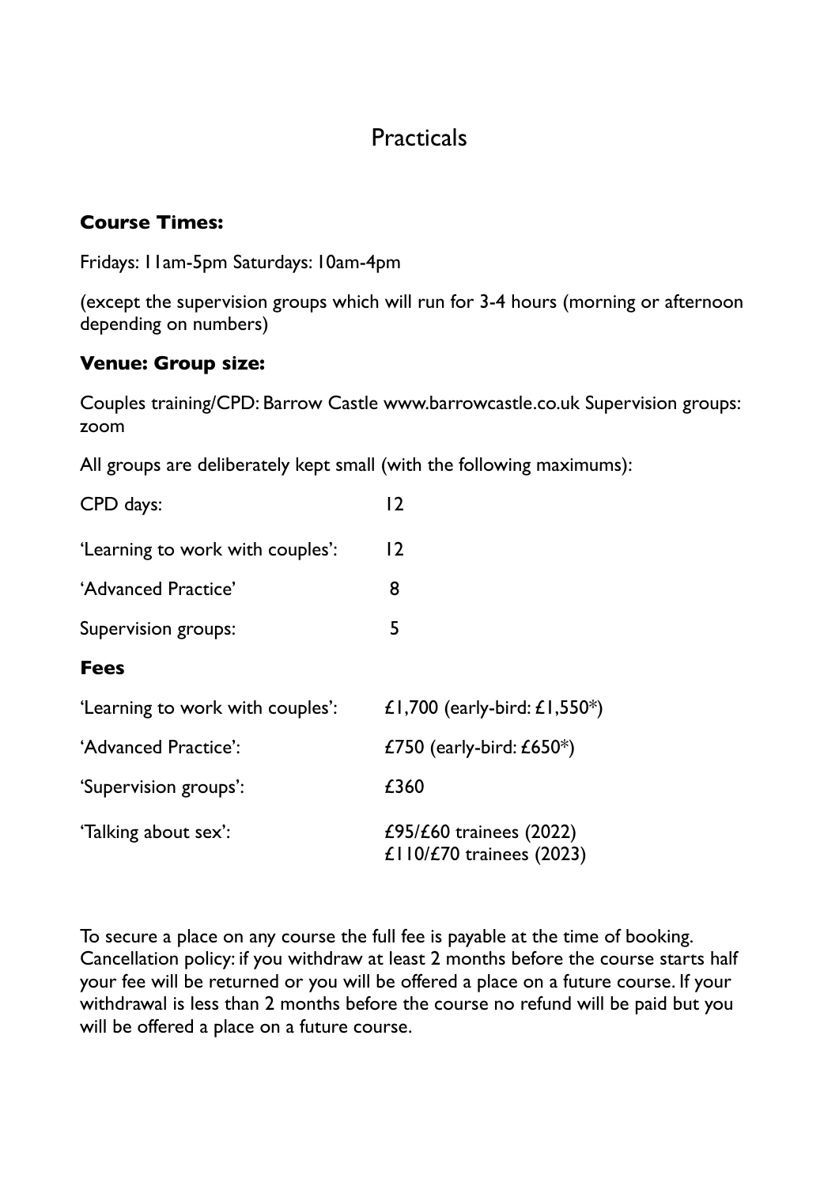# Practicals

**Course Times:**

Fridays: 11am-5pm Saturdays: 10am-4pm

(except the supervision groups which will run for 3-4 hours (morning or afternoon depending on numbers)

**Venue: Group size:**

Couples training/CPD: Barrow Castle www.barrowcastle.co.uk Supervision groups: zoom

All groups are deliberately kept small (with the following maximums):

| | |
|---|---|
| CPD days: | 12 |
| 'Learning to work with couples': | 12 |
| 'Advanced Practice' | 8 |
| Supervision groups: | 5 |

**Fees**

| | |
|---|---|
| 'Learning to work with couples': | £1,700 (early-bird: £1,550*) |
| 'Advanced Practice': | £750 (early-bird: £650*) |
| 'Supervision groups': | £360 |
| 'Talking about sex': | £95/£60 trainees (2022)<br>£110/£70 trainees (2023) |

To secure a place on any course the full fee is payable at the time of booking. Cancellation policy: if you withdraw at least 2 months before the course starts half your fee will be returned or you will be offered a place on a future course. If your withdrawal is less than 2 months before the course no refund will be paid but you will be offered a place on a future course.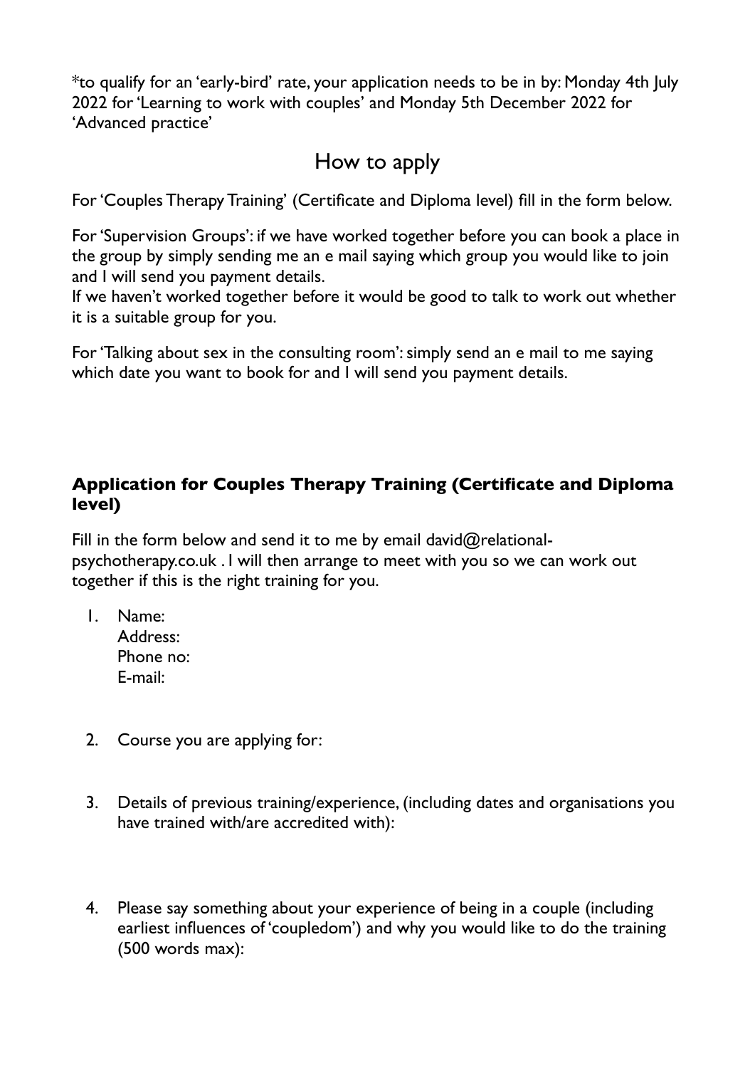*to qualify for an 'early-bird' rate, your application needs to be in by: Monday 4th July 2022 for 'Learning to work with couples' and Monday 5th December 2022 for 'Advanced practice'

## How to apply

For 'Couples Therapy Training' (Certificate and Diploma level) fill in the form below.

For 'Supervision Groups': if we have worked together before you can book a place in the group by simply sending me an e mail saying which group you would like to join and I will send you payment details.
If we haven't worked together before it would be good to talk to work out whether it is a suitable group for you.

For 'Talking about sex in the consulting room': simply send an e mail to me saying which date you want to book for and I will send you payment details.

### Application for Couples Therapy Training (Certificate and Diploma level)

Fill in the form below and send it to me by email david@relational-psychotherapy.co.uk . I will then arrange to meet with you so we can work out together if this is the right training for you.

1. Name:
   Address:
   Phone no:
   E-mail:

2. Course you are applying for:

3. Details of previous training/experience, (including dates and organisations you have trained with/are accredited with):

4. Please say something about your experience of being in a couple (including earliest influences of 'coupledom') and why you would like to do the training (500 words max):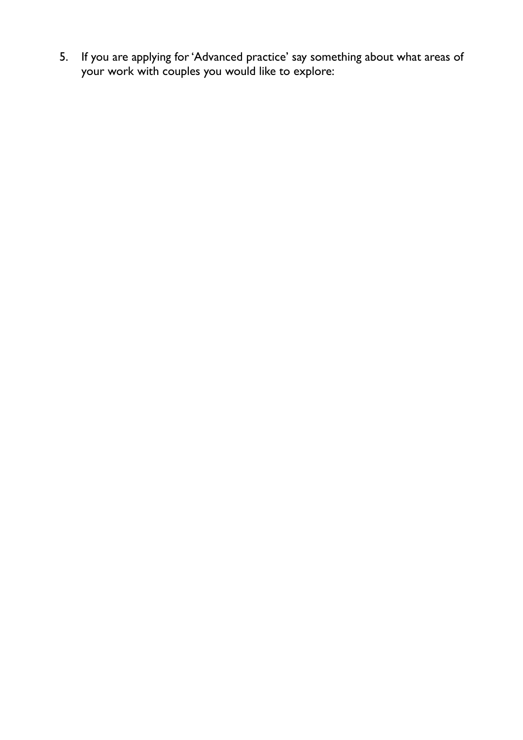5. If you are applying for 'Advanced practice' say something about what areas of your work with couples you would like to explore: